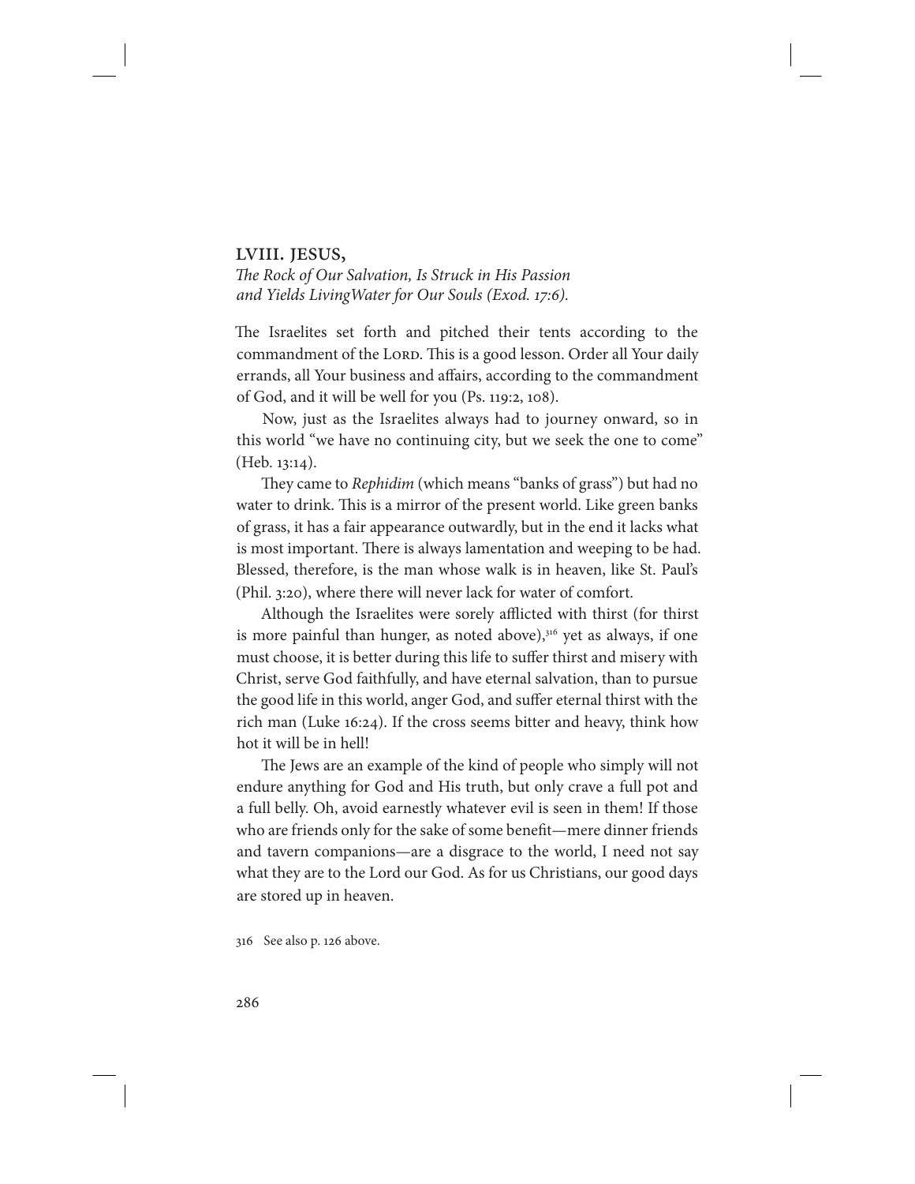## LVIII. JESUS,

*The Rock of Our Salvation, Is Struck in His Passion and Yields LivingWater for Our Souls (Exod. 17:6).*

The Israelites set forth and pitched their tents according to the commandment of the LORD. This is a good lesson. Order all Your daily errands, all Your business and affairs, according to the commandment of God, and it will be well for you (Ps. 119:2, 108).

Now, just as the Israelites always had to journey onward, so in this world "we have no continuing city, but we seek the one to come" (Heb. 13:14).

They came to *Rephidim* (which means "banks of grass") but had no water to drink. This is a mirror of the present world. Like green banks of grass, it has a fair appearance outwardly, but in the end it lacks what is most important. There is always lamentation and weeping to be had. Blessed, therefore, is the man whose walk is in heaven, like St. Paul's (Phil. 3:20), where there will never lack for water of comfort.

Although the Israelites were sorely afflicted with thirst (for thirst is more painful than hunger, as noted above),[316] yet as always, if one must choose, it is better during this life to suffer thirst and misery with Christ, serve God faithfully, and have eternal salvation, than to pursue the good life in this world, anger God, and suffer eternal thirst with the rich man (Luke 16:24). If the cross seems bitter and heavy, think how hot it will be in hell!

The Jews are an example of the kind of people who simply will not endure anything for God and His truth, but only crave a full pot and a full belly. Oh, avoid earnestly whatever evil is seen in them! If those who are friends only for the sake of some benefit—mere dinner friends and tavern companions—are a disgrace to the world, I need not say what they are to the Lord our God. As for us Christians, our good days are stored up in heaven.

316 See also p. 126 above.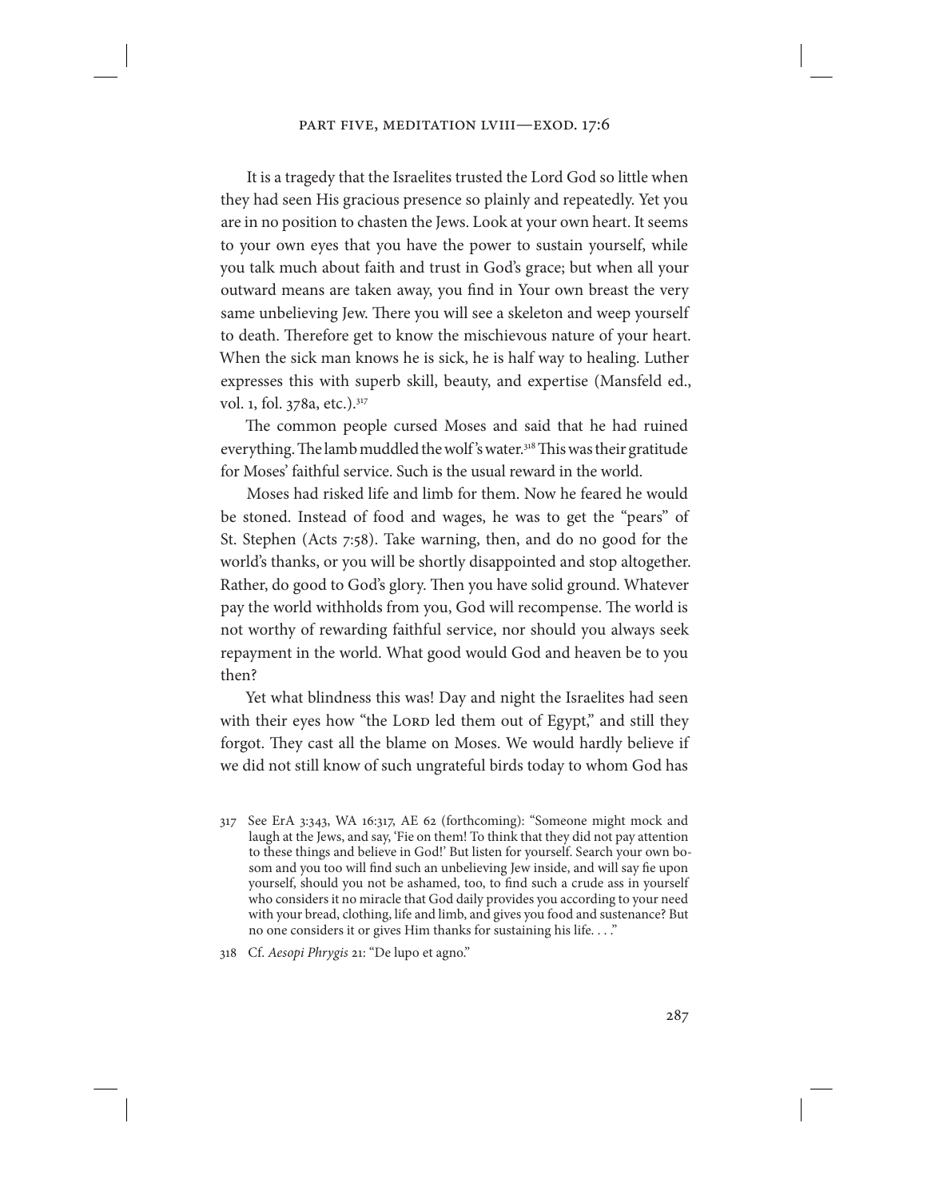It is a tragedy that the Israelites trusted the Lord God so little when they had seen His gracious presence so plainly and repeatedly. Yet you are in no position to chasten the Jews. Look at your own heart. It seems to your own eyes that you have the power to sustain yourself, while you talk much about faith and trust in God's grace; but when all your outward means are taken away, you find in Your own breast the very same unbelieving Jew. There you will see a skeleton and weep yourself to death. Therefore get to know the mischievous nature of your heart. When the sick man knows he is sick, he is half way to healing. Luther expresses this with superb skill, beauty, and expertise (Mansfeld ed., vol. 1, fol. 378a, etc.).[317]

The common people cursed Moses and said that he had ruined everything. The lamb muddled the wolf's water.[318] This was their gratitude for Moses' faithful service. Such is the usual reward in the world.

Moses had risked life and limb for them. Now he feared he would be stoned. Instead of food and wages, he was to get the "pears" of St. Stephen (Acts 7:58). Take warning, then, and do no good for the world's thanks, or you will be shortly disappointed and stop altogether. Rather, do good to God's glory. Then you have solid ground. Whatever pay the world withholds from you, God will recompense. The world is not worthy of rewarding faithful service, nor should you always seek repayment in the world. What good would God and heaven be to you then?

Yet what blindness this was! Day and night the Israelites had seen with their eyes how "the Lord led them out of Egypt," and still they forgot. They cast all the blame on Moses. We would hardly believe if we did not still know of such ungrateful birds today to whom God has

317 See ErA 3:343, WA 16:317, AE 62 (forthcoming): "Someone might mock and laugh at the Jews, and say, 'Fie on them! To think that they did not pay attention to these things and believe in God!' But listen for yourself. Search your own bosom and you too will find such an unbelieving Jew inside, and will say fie upon yourself, should you not be ashamed, too, to find such a crude ass in yourself who considers it no miracle that God daily provides you according to your need with your bread, clothing, life and limb, and gives you food and sustenance? But no one considers it or gives Him thanks for sustaining his life. . . ."

318 Cf. *Aesopi Phrygis* 21: "De lupo et agno."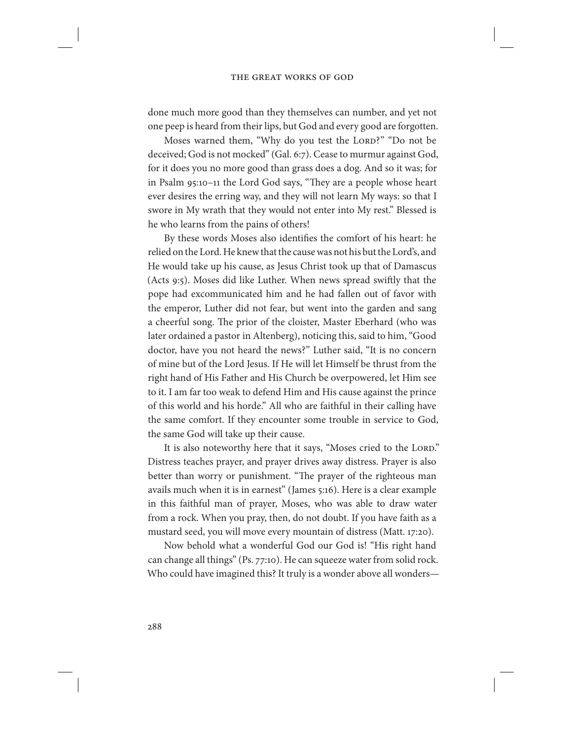done much more good than they themselves can number, and yet not one peep is heard from their lips, but God and every good are forgotten.

Moses warned them, "Why do you test the LORD?" "Do not be deceived; God is not mocked" (Gal. 6:7). Cease to murmur against God, for it does you no more good than grass does a dog. And so it was; for in Psalm 95:10–11 the Lord God says, "They are a people whose heart ever desires the erring way, and they will not learn My ways: so that I swore in My wrath that they would not enter into My rest." Blessed is he who learns from the pains of others!

By these words Moses also identifies the comfort of his heart: he relied on the Lord. He knew that the cause was not his but the Lord's, and He would take up his cause, as Jesus Christ took up that of Damascus (Acts 9:5). Moses did like Luther. When news spread swiftly that the pope had excommunicated him and he had fallen out of favor with the emperor, Luther did not fear, but went into the garden and sang a cheerful song. The prior of the cloister, Master Eberhard (who was later ordained a pastor in Altenberg), noticing this, said to him, "Good doctor, have you not heard the news?" Luther said, "It is no concern of mine but of the Lord Jesus. If He will let Himself be thrust from the right hand of His Father and His Church be overpowered, let Him see to it. I am far too weak to defend Him and His cause against the prince of this world and his horde." All who are faithful in their calling have the same comfort. If they encounter some trouble in service to God, the same God will take up their cause.

It is also noteworthy here that it says, "Moses cried to the LORD." Distress teaches prayer, and prayer drives away distress. Prayer is also better than worry or punishment. "The prayer of the righteous man avails much when it is in earnest" (James 5:16). Here is a clear example in this faithful man of prayer, Moses, who was able to draw water from a rock. When you pray, then, do not doubt. If you have faith as a mustard seed, you will move every mountain of distress (Matt. 17:20).

Now behold what a wonderful God our God is! "His right hand can change all things" (Ps. 77:10). He can squeeze water from solid rock. Who could have imagined this? It truly is a wonder above all wonders—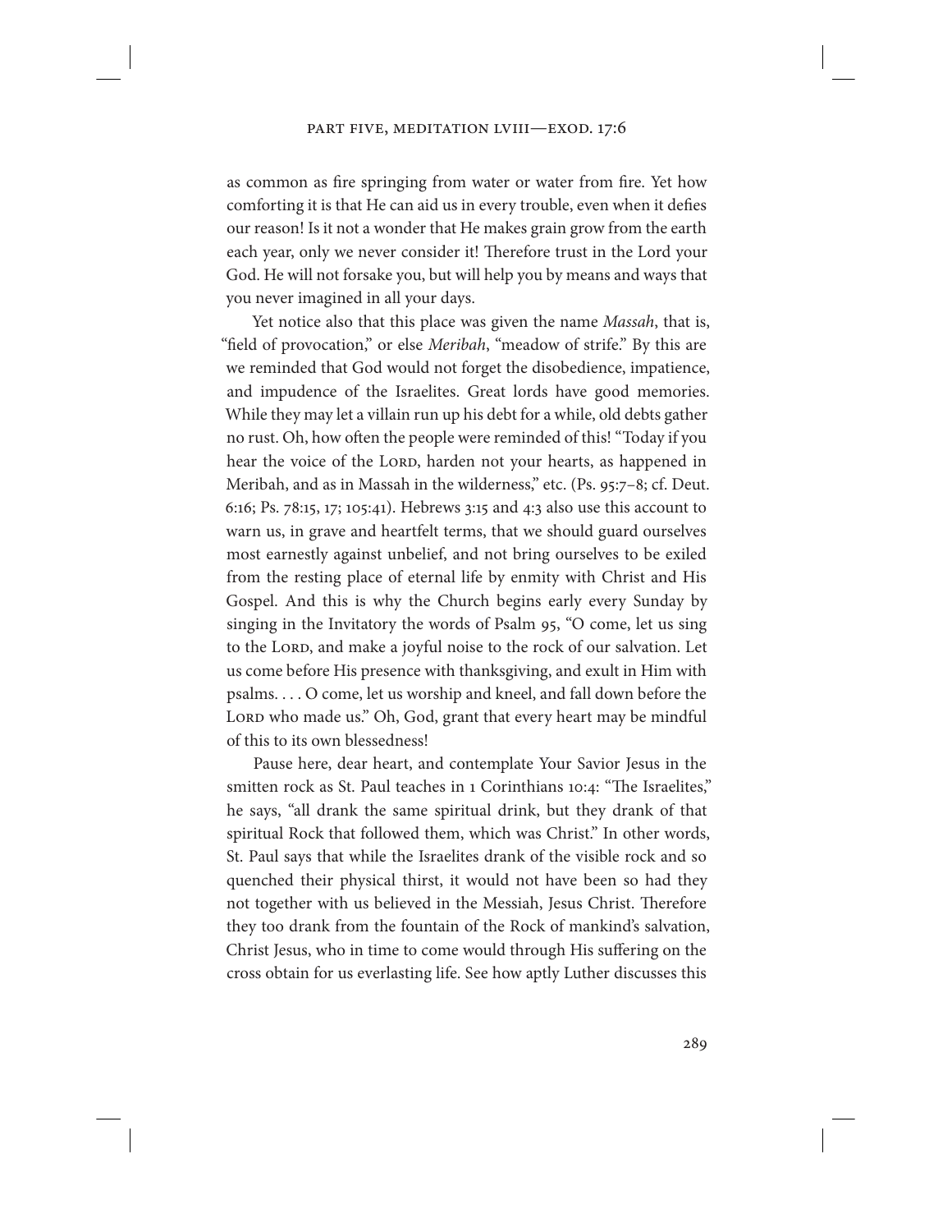as common as fire springing from water or water from fire. Yet how comforting it is that He can aid us in every trouble, even when it defies our reason! Is it not a wonder that He makes grain grow from the earth each year, only we never consider it! Therefore trust in the Lord your God. He will not forsake you, but will help you by means and ways that you never imagined in all your days.

Yet notice also that this place was given the name *Massah*, that is, "field of provocation," or else *Meribah*, "meadow of strife." By this are we reminded that God would not forget the disobedience, impatience, and impudence of the Israelites. Great lords have good memories. While they may let a villain run up his debt for a while, old debts gather no rust. Oh, how often the people were reminded of this! "Today if you hear the voice of the Lord, harden not your hearts, as happened in Meribah, and as in Massah in the wilderness," etc. (Ps. 95:7–8; cf. Deut. 6:16; Ps. 78:15, 17; 105:41). Hebrews 3:15 and 4:3 also use this account to warn us, in grave and heartfelt terms, that we should guard ourselves most earnestly against unbelief, and not bring ourselves to be exiled from the resting place of eternal life by enmity with Christ and His Gospel. And this is why the Church begins early every Sunday by singing in the Invitatory the words of Psalm 95, "O come, let us sing to the Lord, and make a joyful noise to the rock of our salvation. Let us come before His presence with thanksgiving, and exult in Him with psalms. . . . O come, let us worship and kneel, and fall down before the Lord who made us." Oh, God, grant that every heart may be mindful of this to its own blessedness!

Pause here, dear heart, and contemplate Your Savior Jesus in the smitten rock as St. Paul teaches in 1 Corinthians 10:4: "The Israelites," he says, "all drank the same spiritual drink, but they drank of that spiritual Rock that followed them, which was Christ." In other words, St. Paul says that while the Israelites drank of the visible rock and so quenched their physical thirst, it would not have been so had they not together with us believed in the Messiah, Jesus Christ. Therefore they too drank from the fountain of the Rock of mankind's salvation, Christ Jesus, who in time to come would through His suffering on the cross obtain for us everlasting life. See how aptly Luther discusses this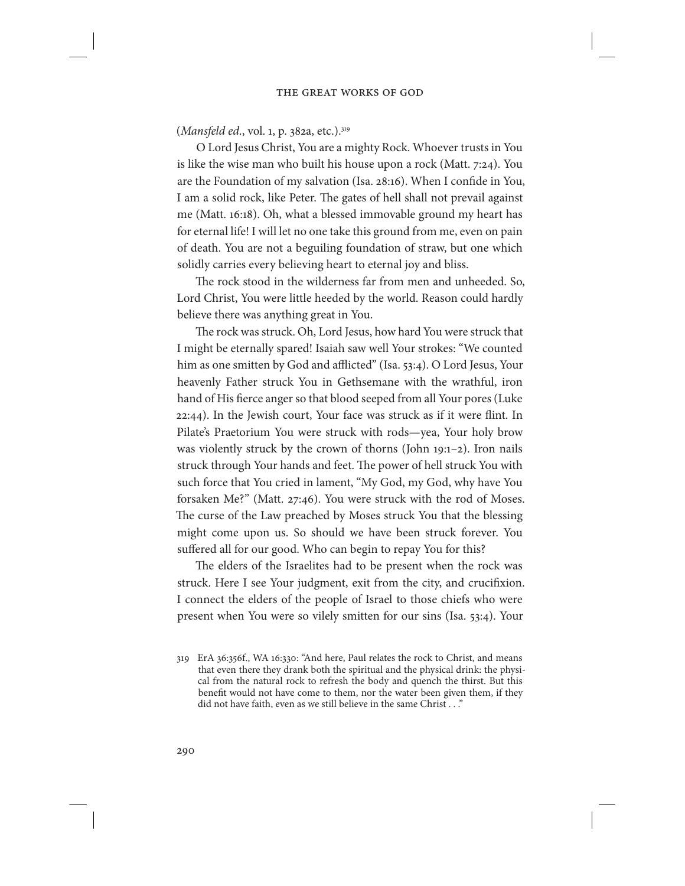(*Mansfeld ed*., vol. 1, p. 382a, etc.).[319]

O Lord Jesus Christ, You are a mighty Rock. Whoever trusts in You is like the wise man who built his house upon a rock (Matt. 7:24). You are the Foundation of my salvation (Isa. 28:16). When I confide in You, I am a solid rock, like Peter. The gates of hell shall not prevail against me (Matt. 16:18). Oh, what a blessed immovable ground my heart has for eternal life! I will let no one take this ground from me, even on pain of death. You are not a beguiling foundation of straw, but one which solidly carries every believing heart to eternal joy and bliss.

The rock stood in the wilderness far from men and unheeded. So, Lord Christ, You were little heeded by the world. Reason could hardly believe there was anything great in You.

The rock was struck. Oh, Lord Jesus, how hard You were struck that I might be eternally spared! Isaiah saw well Your strokes: "We counted him as one smitten by God and afflicted" (Isa. 53:4). O Lord Jesus, Your heavenly Father struck You in Gethsemane with the wrathful, iron hand of His fierce anger so that blood seeped from all Your pores (Luke 22:44). In the Jewish court, Your face was struck as if it were flint. In Pilate's Praetorium You were struck with rods—yea, Your holy brow was violently struck by the crown of thorns (John 19:1–2). Iron nails struck through Your hands and feet. The power of hell struck You with such force that You cried in lament, "My God, my God, why have You forsaken Me?" (Matt. 27:46). You were struck with the rod of Moses. The curse of the Law preached by Moses struck You that the blessing might come upon us. So should we have been struck forever. You suffered all for our good. Who can begin to repay You for this?

The elders of the Israelites had to be present when the rock was struck. Here I see Your judgment, exit from the city, and crucifixion. I connect the elders of the people of Israel to those chiefs who were present when You were so vilely smitten for our sins (Isa. 53:4). Your

319 ErA 36:356f., WA 16:330: "And here, Paul relates the rock to Christ, and means that even there they drank both the spiritual and the physical drink: the physical from the natural rock to refresh the body and quench the thirst. But this benefit would not have come to them, nor the water been given them, if they did not have faith, even as we still believe in the same Christ . . ."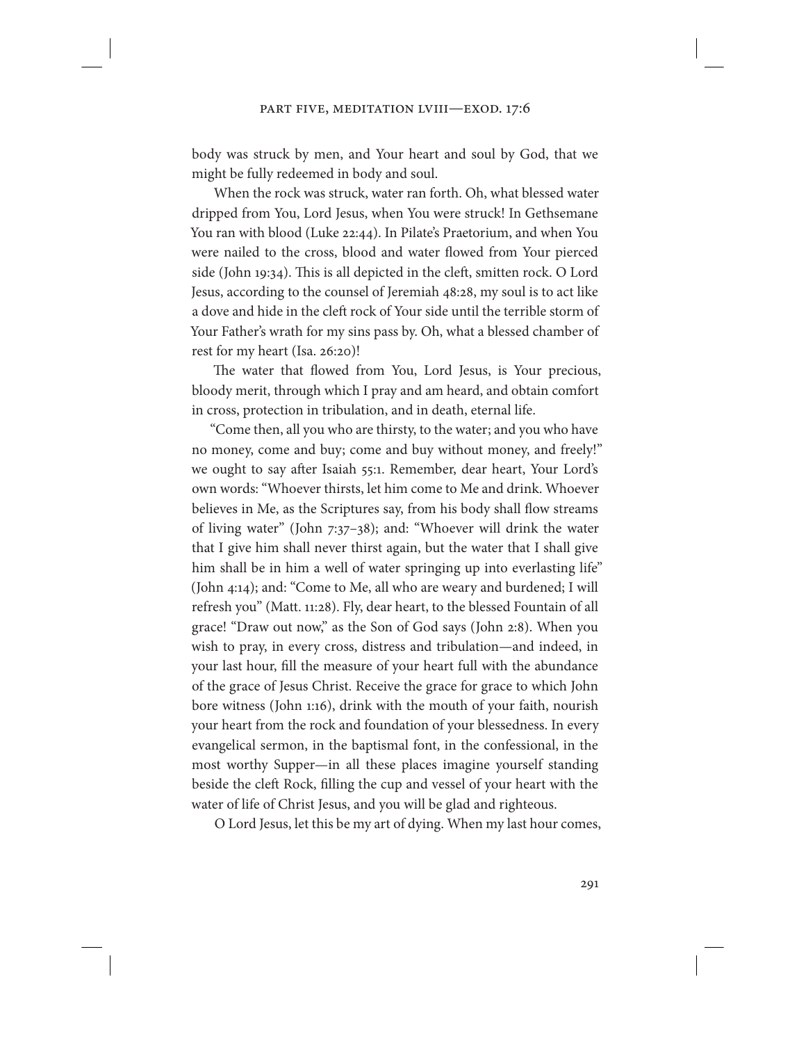body was struck by men, and Your heart and soul by God, that we might be fully redeemed in body and soul.

When the rock was struck, water ran forth. Oh, what blessed water dripped from You, Lord Jesus, when You were struck! In Gethsemane You ran with blood (Luke 22:44). In Pilate's Praetorium, and when You were nailed to the cross, blood and water flowed from Your pierced side (John 19:34). This is all depicted in the cleft, smitten rock. O Lord Jesus, according to the counsel of Jeremiah 48:28, my soul is to act like a dove and hide in the cleft rock of Your side until the terrible storm of Your Father's wrath for my sins pass by. Oh, what a blessed chamber of rest for my heart (Isa. 26:20)!

The water that flowed from You, Lord Jesus, is Your precious, bloody merit, through which I pray and am heard, and obtain comfort in cross, protection in tribulation, and in death, eternal life.

"Come then, all you who are thirsty, to the water; and you who have no money, come and buy; come and buy without money, and freely!" we ought to say after Isaiah 55:1. Remember, dear heart, Your Lord's own words: "Whoever thirsts, let him come to Me and drink. Whoever believes in Me, as the Scriptures say, from his body shall flow streams of living water" (John 7:37–38); and: "Whoever will drink the water that I give him shall never thirst again, but the water that I shall give him shall be in him a well of water springing up into everlasting life" (John 4:14); and: "Come to Me, all who are weary and burdened; I will refresh you" (Matt. 11:28). Fly, dear heart, to the blessed Fountain of all grace! "Draw out now," as the Son of God says (John 2:8). When you wish to pray, in every cross, distress and tribulation—and indeed, in your last hour, fill the measure of your heart full with the abundance of the grace of Jesus Christ. Receive the grace for grace to which John bore witness (John 1:16), drink with the mouth of your faith, nourish your heart from the rock and foundation of your blessedness. In every evangelical sermon, in the baptismal font, in the confessional, in the most worthy Supper—in all these places imagine yourself standing beside the cleft Rock, filling the cup and vessel of your heart with the water of life of Christ Jesus, and you will be glad and righteous.

O Lord Jesus, let this be my art of dying. When my last hour comes,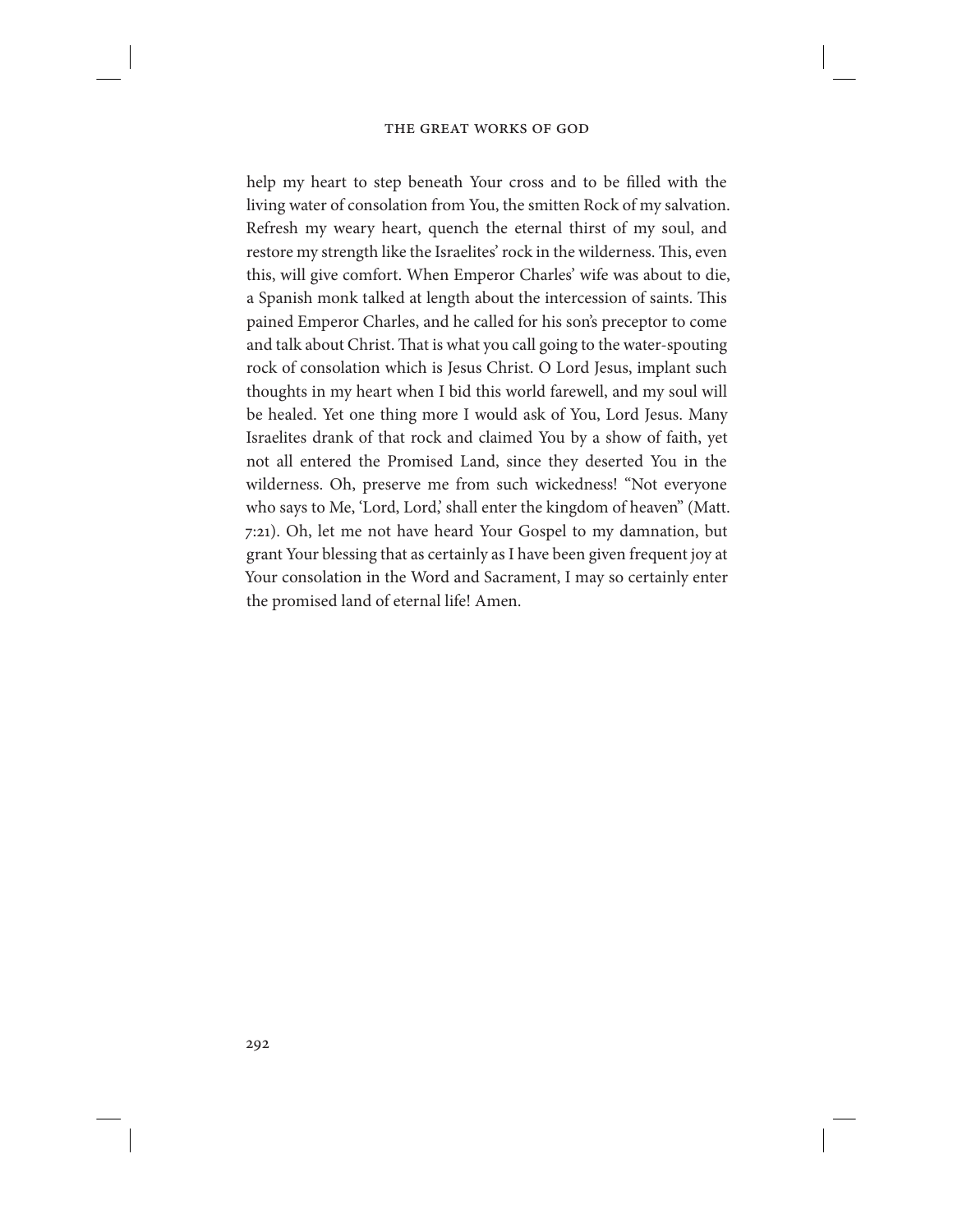help my heart to step beneath Your cross and to be filled with the living water of consolation from You, the smitten Rock of my salvation. Refresh my weary heart, quench the eternal thirst of my soul, and restore my strength like the Israelites' rock in the wilderness. This, even this, will give comfort. When Emperor Charles' wife was about to die, a Spanish monk talked at length about the intercession of saints. This pained Emperor Charles, and he called for his son's preceptor to come and talk about Christ. That is what you call going to the water-spouting rock of consolation which is Jesus Christ. O Lord Jesus, implant such thoughts in my heart when I bid this world farewell, and my soul will be healed. Yet one thing more I would ask of You, Lord Jesus. Many Israelites drank of that rock and claimed You by a show of faith, yet not all entered the Promised Land, since they deserted You in the wilderness. Oh, preserve me from such wickedness! "Not everyone who says to Me, 'Lord, Lord,' shall enter the kingdom of heaven" (Matt. 7:21). Oh, let me not have heard Your Gospel to my damnation, but grant Your blessing that as certainly as I have been given frequent joy at Your consolation in the Word and Sacrament, I may so certainly enter the promised land of eternal life! Amen.